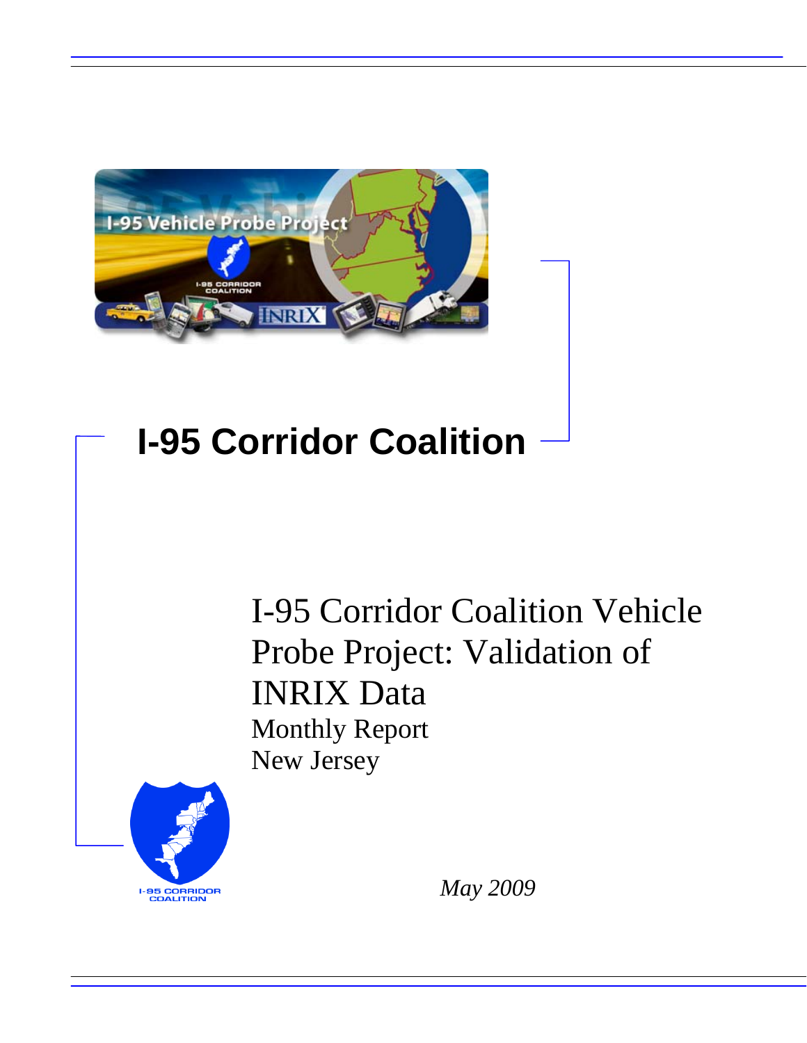# I-95 Corridor Coalition

## I-95 Corridor Coalition Vehicle Probe Project: Validation of INRIX Data

Monthly Report

New Jersey

*May 2009*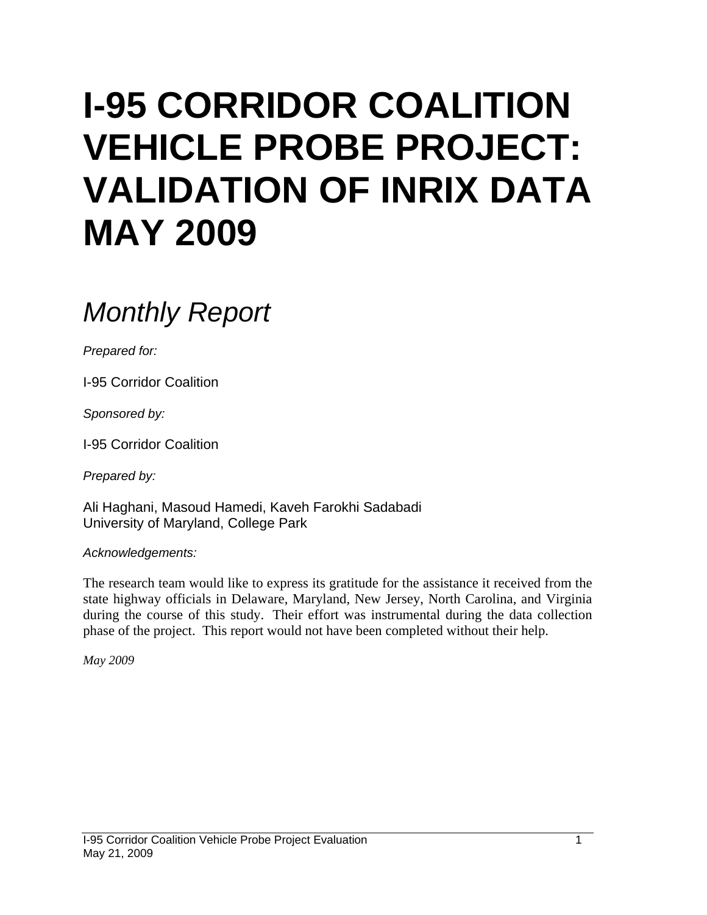# I-95 CORRIDOR COALITION VEHICLE PROBE PROJECT: VALIDATION OF INRIX DATA MAY 2009

## *Monthly Report*

*Prepared for:*

I-95 Corridor Coalition

*Sponsored by:*

I-95 Corridor Coalition

*Prepared by:*

Ali Haghani, Masoud Hamedi, Kaveh Farokhi Sadabadi
University of Maryland, College Park

*Acknowledgements:*

The research team would like to express its gratitude for the assistance it received from the state highway officials in Delaware, Maryland, New Jersey, North Carolina, and Virginia during the course of this study. Their effort was instrumental during the data collection phase of the project. This report would not have been completed without their help.

*May 2009*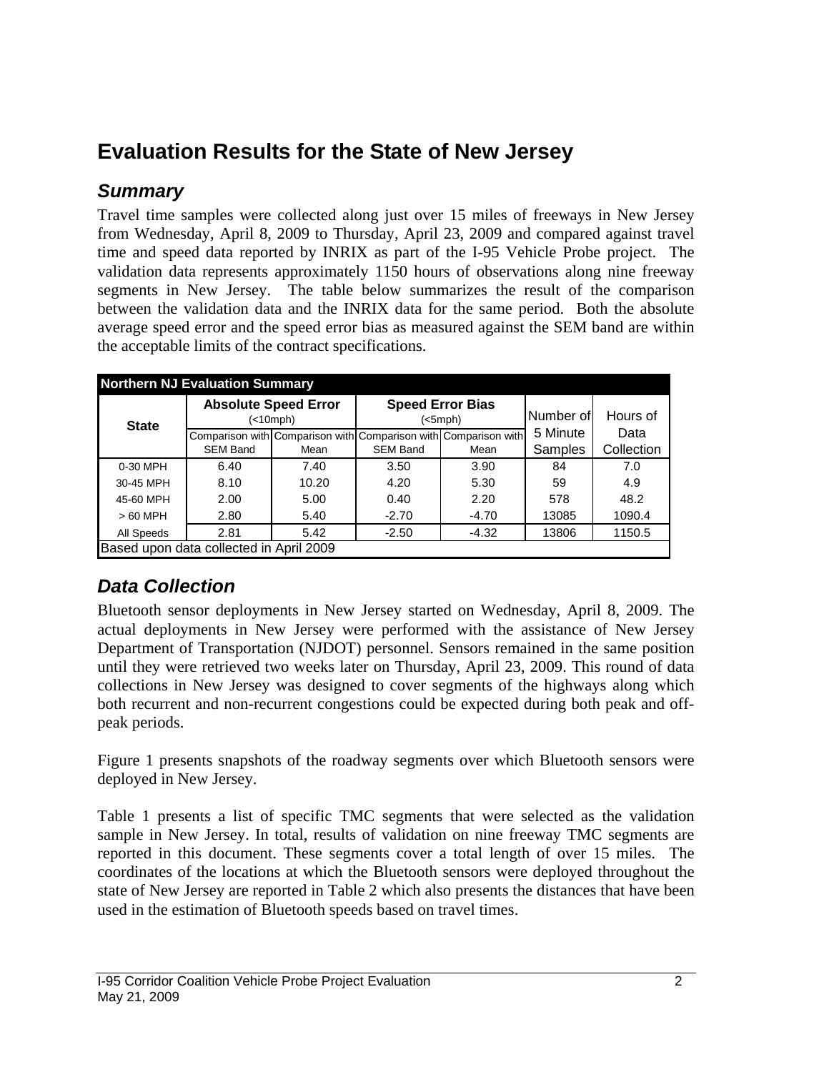# Evaluation Results for the State of New Jersey

## *Summary*

Travel time samples were collected along just over 15 miles of freeways in New Jersey from Wednesday, April 8, 2009 to Thursday, April 23, 2009 and compared against travel time and speed data reported by INRIX as part of the I-95 Vehicle Probe project. The validation data represents approximately 1150 hours of observations along nine freeway segments in New Jersey. The table below summarizes the result of the comparison between the validation data and the INRIX data for the same period. Both the absolute average speed error and the speed error bias as measured against the SEM band are within the acceptable limits of the contract specifications.

| **Northern NJ Evaluation Summary** | | | | | | |
|---|---|---|---|---|---|---|
| **State** | **Absolute Speed Error** (<10mph) | | **Speed Error Bias** (<5mph) | | Number of 5 Minute Samples | Hours of Data Collection |
| | Comparison with SEM Band | Comparison with Mean | Comparison with SEM Band | Comparison with Mean | | |
| 0-30 MPH | 6.40 | 7.40 | 3.50 | 3.90 | 84 | 7.0 |
| 30-45 MPH | 8.10 | 10.20 | 4.20 | 5.30 | 59 | 4.9 |
| 45-60 MPH | 2.00 | 5.00 | 0.40 | 2.20 | 578 | 48.2 |
| > 60 MPH | 2.80 | 5.40 | -2.70 | -4.70 | 13085 | 1090.4 |
| All Speeds | 2.81 | 5.42 | -2.50 | -4.32 | 13806 | 1150.5 |
| Based upon data collected in April 2009 | | | | | | |

## *Data Collection*

Bluetooth sensor deployments in New Jersey started on Wednesday, April 8, 2009. The actual deployments in New Jersey were performed with the assistance of New Jersey Department of Transportation (NJDOT) personnel. Sensors remained in the same position until they were retrieved two weeks later on Thursday, April 23, 2009. This round of data collections in New Jersey was designed to cover segments of the highways along which both recurrent and non-recurrent congestions could be expected during both peak and off-peak periods.

Figure 1 presents snapshots of the roadway segments over which Bluetooth sensors were deployed in New Jersey.

Table 1 presents a list of specific TMC segments that were selected as the validation sample in New Jersey. In total, results of validation on nine freeway TMC segments are reported in this document. These segments cover a total length of over 15 miles. The coordinates of the locations at which the Bluetooth sensors were deployed throughout the state of New Jersey are reported in Table 2 which also presents the distances that have been used in the estimation of Bluetooth speeds based on travel times.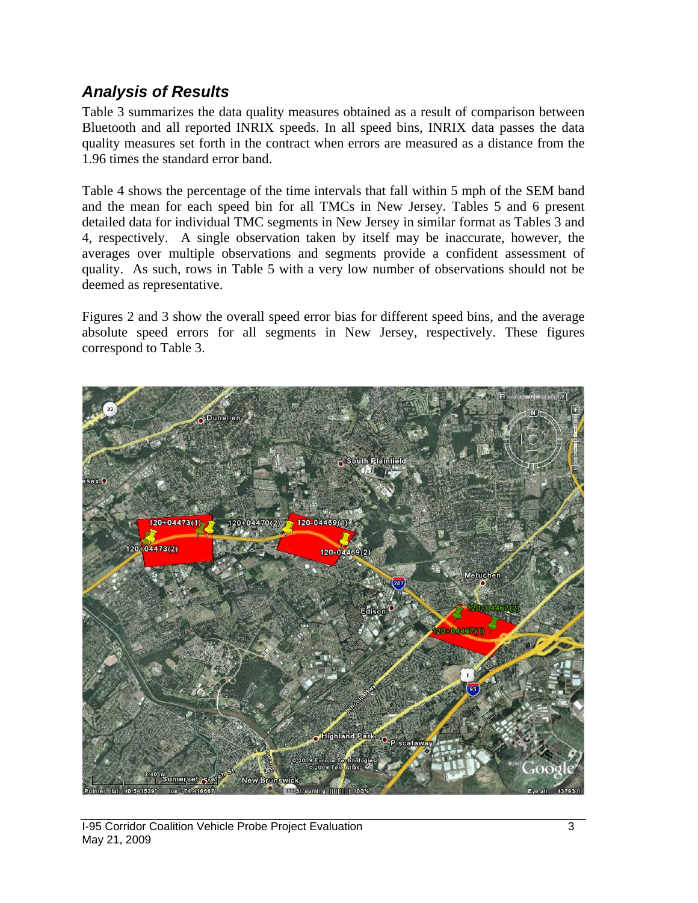## *Analysis of Results*

Table 3 summarizes the data quality measures obtained as a result of comparison between Bluetooth and all reported INRIX speeds. In all speed bins, INRIX data passes the data quality measures set forth in the contract when errors are measured as a distance from the 1.96 times the standard error band.

Table 4 shows the percentage of the time intervals that fall within 5 mph of the SEM band and the mean for each speed bin for all TMCs in New Jersey. Tables 5 and 6 present detailed data for individual TMC segments in New Jersey in similar format as Tables 3 and 4, respectively. A single observation taken by itself may be inaccurate, however, the averages over multiple observations and segments provide a confident assessment of quality. As such, rows in Table 5 with a very low number of observations should not be deemed as representative.

Figures 2 and 3 show the overall speed error bias for different speed bins, and the average absolute speed errors for all segments in New Jersey, respectively. These figures correspond to Table 3.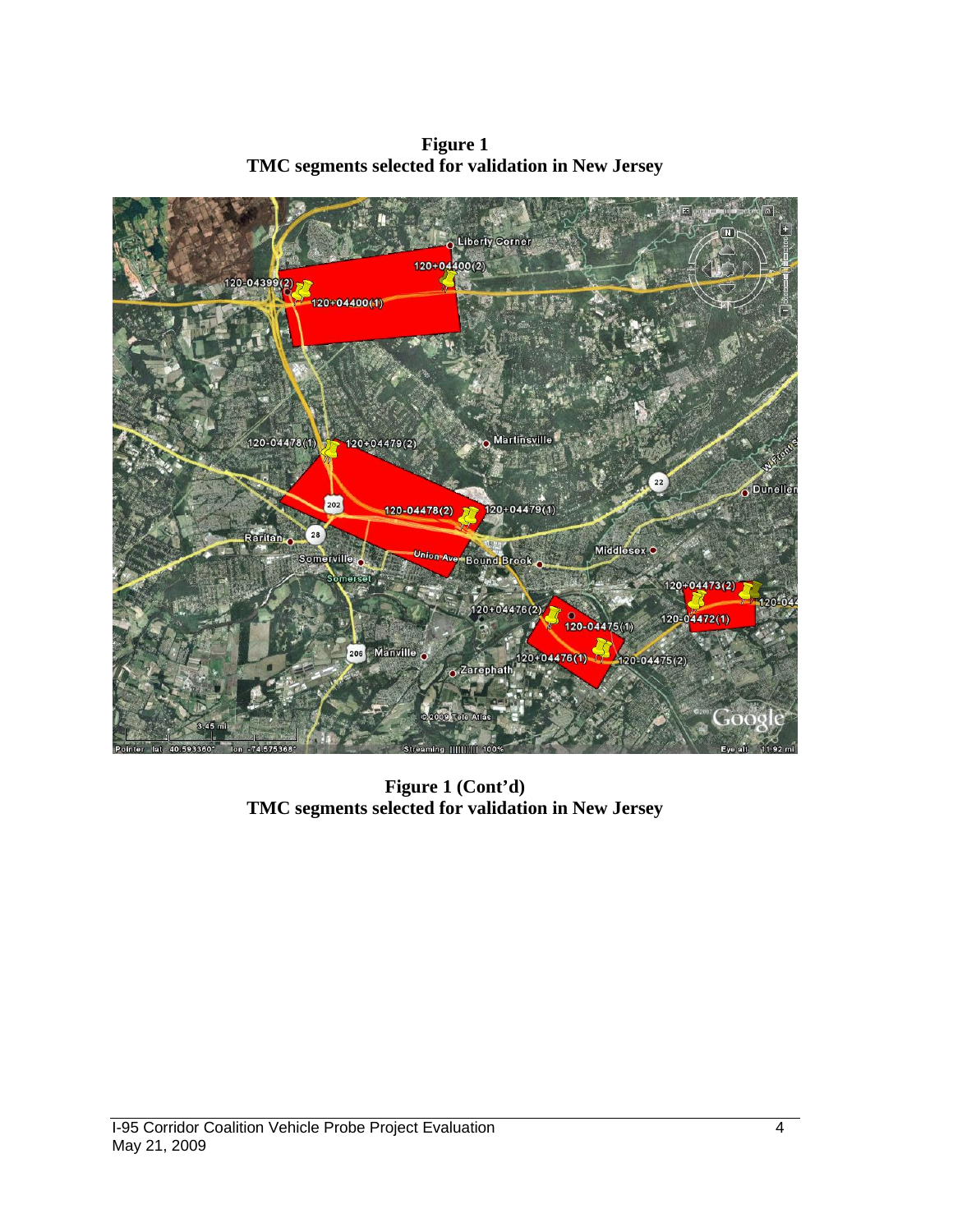**Figure 1**
**TMC segments selected for validation in New Jersey**

**Figure 1 (Cont'd)**
**TMC segments selected for validation in New Jersey**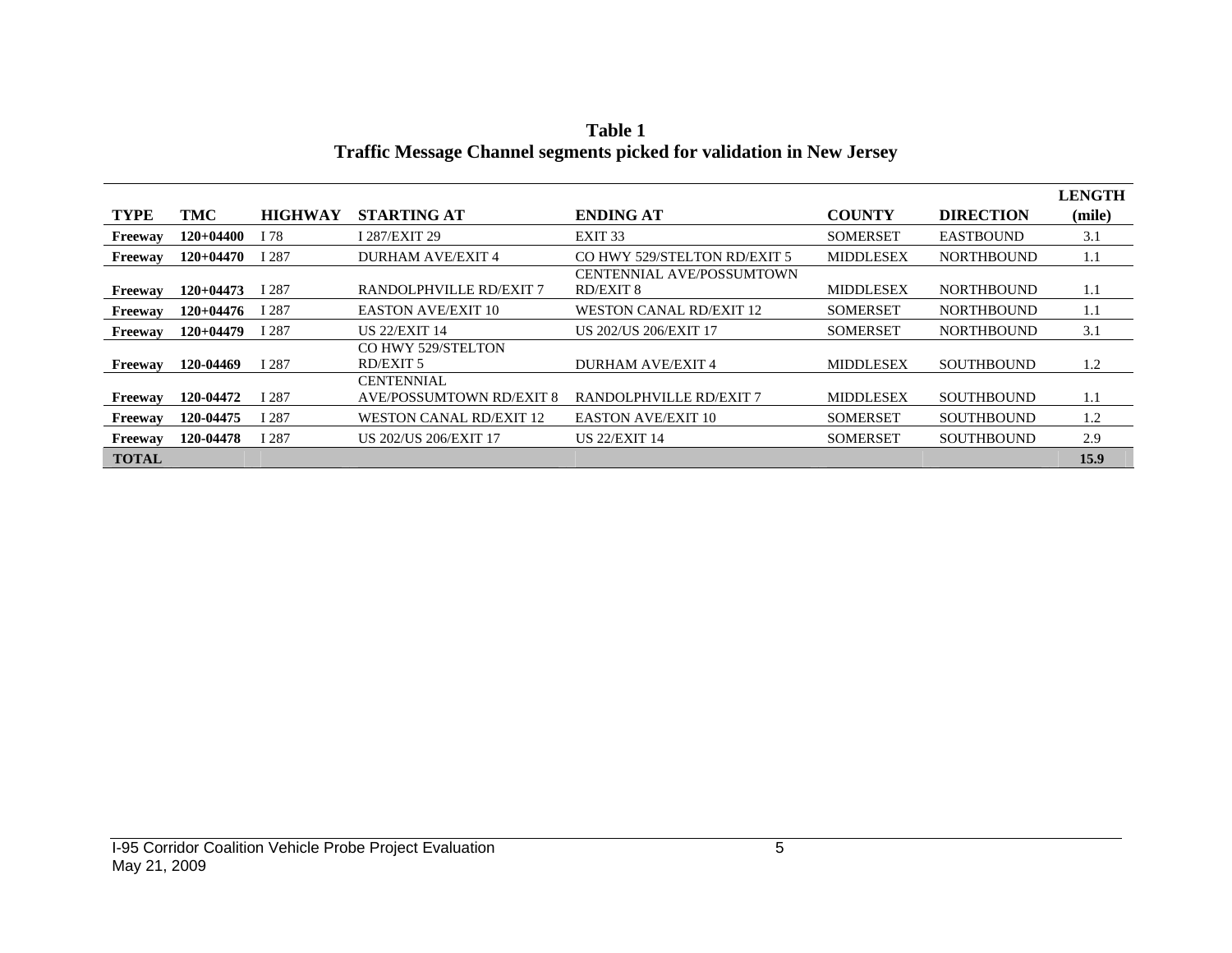**Table 1**
**Traffic Message Channel segments picked for validation in New Jersey**

| TYPE | TMC | HIGHWAY | STARTING AT | ENDING AT | COUNTY | DIRECTION | LENGTH (mile) |
|---|---|---|---|---|---|---|---|
| **Freeway** | **120+04400** | I 78 | I 287/EXIT 29 | EXIT 33 | SOMERSET | EASTBOUND | 3.1 |
| **Freeway** | **120+04470** | I 287 | DURHAM AVE/EXIT 4 | CO HWY 529/STELTON RD/EXIT 5 | MIDDLESEX | NORTHBOUND | 1.1 |
| **Freeway** | **120+04473** | I 287 | RANDOLPHVILLE RD/EXIT 7 | CENTENNIAL AVE/POSSUMTOWN RD/EXIT 8 | MIDDLESEX | NORTHBOUND | 1.1 |
| **Freeway** | **120+04476** | I 287 | EASTON AVE/EXIT 10 | WESTON CANAL RD/EXIT 12 | SOMERSET | NORTHBOUND | 1.1 |
| **Freeway** | **120+04479** | I 287 | US 22/EXIT 14 | US 202/US 206/EXIT 17 | SOMERSET | NORTHBOUND | 3.1 |
| **Freeway** | **120-04469** | I 287 | CO HWY 529/STELTON RD/EXIT 5 | DURHAM AVE/EXIT 4 | MIDDLESEX | SOUTHBOUND | 1.2 |
| **Freeway** | **120-04472** | I 287 | CENTENNIAL AVE/POSSUMTOWN RD/EXIT 8 | RANDOLPHVILLE RD/EXIT 7 | MIDDLESEX | SOUTHBOUND | 1.1 |
| **Freeway** | **120-04475** | I 287 | WESTON CANAL RD/EXIT 12 | EASTON AVE/EXIT 10 | SOMERSET | SOUTHBOUND | 1.2 |
| **Freeway** | **120-04478** | I 287 | US 202/US 206/EXIT 17 | US 22/EXIT 14 | SOMERSET | SOUTHBOUND | 2.9 |
| **TOTAL** | | | | | | | **15.9** |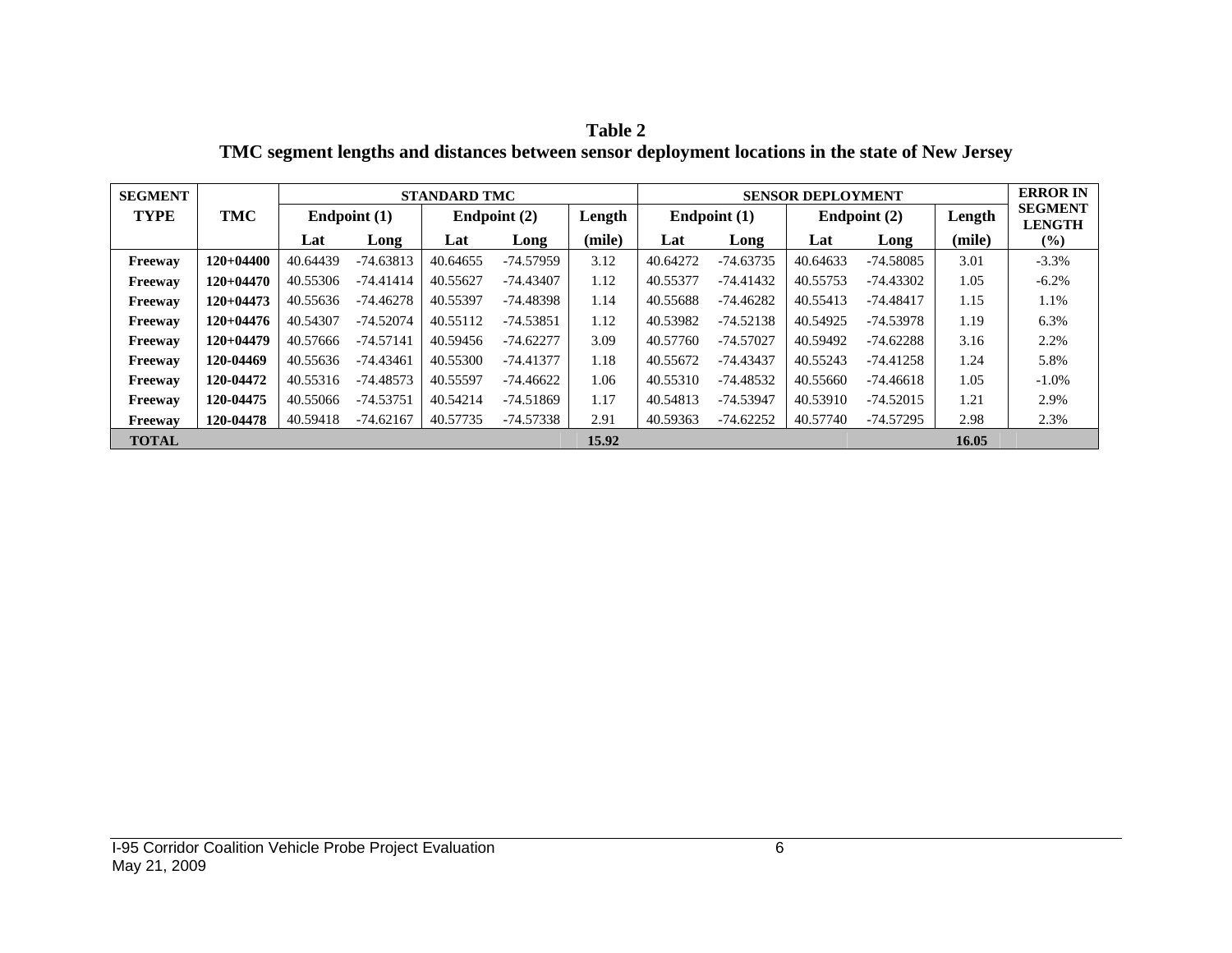**Table 2**

**TMC segment lengths and distances between sensor deployment locations in the state of New Jersey**

| SEGMENT TYPE | TMC | STANDARD TMC | | | | | SENSOR DEPLOYMENT | | | | | ERROR IN SEGMENT LENGTH |
|---|---|---|---|---|---|---|---|---|---|---|---|---|
| | | Endpoint (1) | | Endpoint (2) | | Length | Endpoint (1) | | Endpoint (2) | | Length | |
| | | Lat | Long | Lat | Long | (mile) | Lat | Long | Lat | Long | (mile) | (%) |
| Freeway | 120+04400 | 40.64439 | -74.63813 | 40.64655 | -74.57959 | 3.12 | 40.64272 | -74.63735 | 40.64633 | -74.58085 | 3.01 | -3.3% |
| Freeway | 120+04470 | 40.55306 | -74.41414 | 40.55627 | -74.43407 | 1.12 | 40.55377 | -74.41432 | 40.55753 | -74.43302 | 1.05 | -6.2% |
| Freeway | 120+04473 | 40.55636 | -74.46278 | 40.55397 | -74.48398 | 1.14 | 40.55688 | -74.46282 | 40.55413 | -74.48417 | 1.15 | 1.1% |
| Freeway | 120+04476 | 40.54307 | -74.52074 | 40.55112 | -74.53851 | 1.12 | 40.53982 | -74.52138 | 40.54925 | -74.53978 | 1.19 | 6.3% |
| Freeway | 120+04479 | 40.57666 | -74.57141 | 40.59456 | -74.62277 | 3.09 | 40.57760 | -74.57027 | 40.59492 | -74.62288 | 3.16 | 2.2% |
| Freeway | 120-04469 | 40.55636 | -74.43461 | 40.55300 | -74.41377 | 1.18 | 40.55672 | -74.43437 | 40.55243 | -74.41258 | 1.24 | 5.8% |
| Freeway | 120-04472 | 40.55316 | -74.48573 | 40.55597 | -74.46622 | 1.06 | 40.55310 | -74.48532 | 40.55660 | -74.46618 | 1.05 | -1.0% |
| Freeway | 120-04475 | 40.55066 | -74.53751 | 40.54214 | -74.51869 | 1.17 | 40.54813 | -74.53947 | 40.53910 | -74.52015 | 1.21 | 2.9% |
| Freeway | 120-04478 | 40.59418 | -74.62167 | 40.57735 | -74.57338 | 2.91 | 40.59363 | -74.62252 | 40.57740 | -74.57295 | 2.98 | 2.3% |
| **TOTAL** | | | | | | **15.92** | | | | | **16.05** | |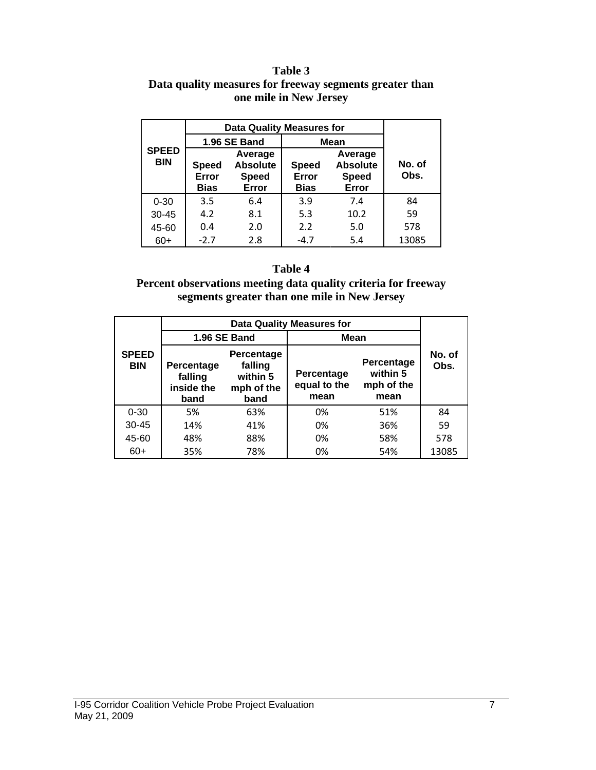**Table 3**
**Data quality measures for freeway segments greater than one mile in New Jersey**

| SPEED BIN | Data Quality Measures for | | | | No. of Obs. |
|---|---|---|---|---|---|
| | 1.96 SE Band | | Mean | | |
| | Speed Error Bias | Average Absolute Speed Error | Speed Error Bias | Average Absolute Speed Error | |
| 0-30 | 3.5 | 6.4 | 3.9 | 7.4 | 84 |
| 30-45 | 4.2 | 8.1 | 5.3 | 10.2 | 59 |
| 45-60 | 0.4 | 2.0 | 2.2 | 5.0 | 578 |
| 60+ | -2.7 | 2.8 | -4.7 | 5.4 | 13085 |

**Table 4**
**Percent observations meeting data quality criteria for freeway segments greater than one mile in New Jersey**

| SPEED BIN | Data Quality Measures for | | | | No. of Obs. |
|---|---|---|---|---|---|
| | 1.96 SE Band | | Mean | | |
| | Percentage falling inside the band | Percentage falling within 5 mph of the band | Percentage equal to the mean | Percentage within 5 mph of the mean | |
| 0-30 | 5% | 63% | 0% | 51% | 84 |
| 30-45 | 14% | 41% | 0% | 36% | 59 |
| 45-60 | 48% | 88% | 0% | 58% | 578 |
| 60+ | 35% | 78% | 0% | 54% | 13085 |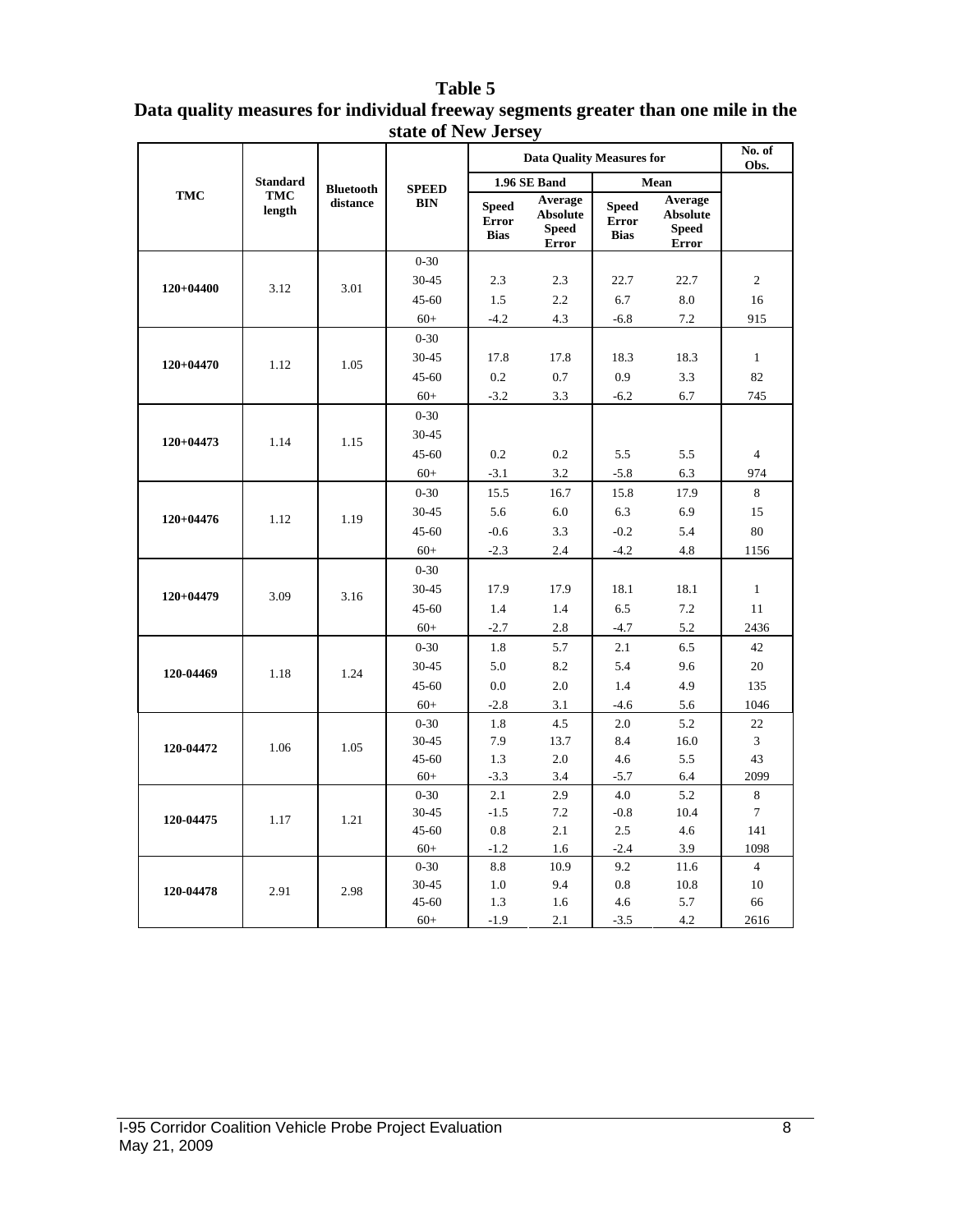**Table 5**
**Data quality measures for individual freeway segments greater than one mile in the state of New Jersey**

| TMC | Standard TMC length | Bluetooth distance | SPEED BIN | Data Quality Measures for | | | | No. of Obs. |
|---|---|---|---|---|---|---|---|---|
| | | | | 1.96 SE Band | | Mean | | |
| | | | | Speed Error Bias | Average Absolute Speed Error | Speed Error Bias | Average Absolute Speed Error | |
| 120+04400 | 3.12 | 3.01 | 0-30 | | | | | |
| | | | 30-45 | 2.3 | 2.3 | 22.7 | 22.7 | 2 |
| | | | 45-60 | 1.5 | 2.2 | 6.7 | 8.0 | 16 |
| | | | 60+ | -4.2 | 4.3 | -6.8 | 7.2 | 915 |
| 120+04470 | 1.12 | 1.05 | 0-30 | | | | | |
| | | | 30-45 | 17.8 | 17.8 | 18.3 | 18.3 | 1 |
| | | | 45-60 | 0.2 | 0.7 | 0.9 | 3.3 | 82 |
| | | | 60+ | -3.2 | 3.3 | -6.2 | 6.7 | 745 |
| 120+04473 | 1.14 | 1.15 | 0-30 | | | | | |
| | | | 30-45 | | | | | |
| | | | 45-60 | 0.2 | 0.2 | 5.5 | 5.5 | 4 |
| | | | 60+ | -3.1 | 3.2 | -5.8 | 6.3 | 974 |
| 120+04476 | 1.12 | 1.19 | 0-30 | 15.5 | 16.7 | 15.8 | 17.9 | 8 |
| | | | 30-45 | 5.6 | 6.0 | 6.3 | 6.9 | 15 |
| | | | 45-60 | -0.6 | 3.3 | -0.2 | 5.4 | 80 |
| | | | 60+ | -2.3 | 2.4 | -4.2 | 4.8 | 1156 |
| 120+04479 | 3.09 | 3.16 | 0-30 | | | | | |
| | | | 30-45 | 17.9 | 17.9 | 18.1 | 18.1 | 1 |
| | | | 45-60 | 1.4 | 1.4 | 6.5 | 7.2 | 11 |
| | | | 60+ | -2.7 | 2.8 | -4.7 | 5.2 | 2436 |
| 120-04469 | 1.18 | 1.24 | 0-30 | 1.8 | 5.7 | 2.1 | 6.5 | 42 |
| | | | 30-45 | 5.0 | 8.2 | 5.4 | 9.6 | 20 |
| | | | 45-60 | 0.0 | 2.0 | 1.4 | 4.9 | 135 |
| | | | 60+ | -2.8 | 3.1 | -4.6 | 5.6 | 1046 |
| 120-04472 | 1.06 | 1.05 | 0-30 | 1.8 | 4.5 | 2.0 | 5.2 | 22 |
| | | | 30-45 | 7.9 | 13.7 | 8.4 | 16.0 | 3 |
| | | | 45-60 | 1.3 | 2.0 | 4.6 | 5.5 | 43 |
| | | | 60+ | -3.3 | 3.4 | -5.7 | 6.4 | 2099 |
| 120-04475 | 1.17 | 1.21 | 0-30 | 2.1 | 2.9 | 4.0 | 5.2 | 8 |
| | | | 30-45 | -1.5 | 7.2 | -0.8 | 10.4 | 7 |
| | | | 45-60 | 0.8 | 2.1 | 2.5 | 4.6 | 141 |
| | | | 60+ | -1.2 | 1.6 | -2.4 | 3.9 | 1098 |
| 120-04478 | 2.91 | 2.98 | 0-30 | 8.8 | 10.9 | 9.2 | 11.6 | 4 |
| | | | 30-45 | 1.0 | 9.4 | 0.8 | 10.8 | 10 |
| | | | 45-60 | 1.3 | 1.6 | 4.6 | 5.7 | 66 |
| | | | 60+ | -1.9 | 2.1 | -3.5 | 4.2 | 2616 |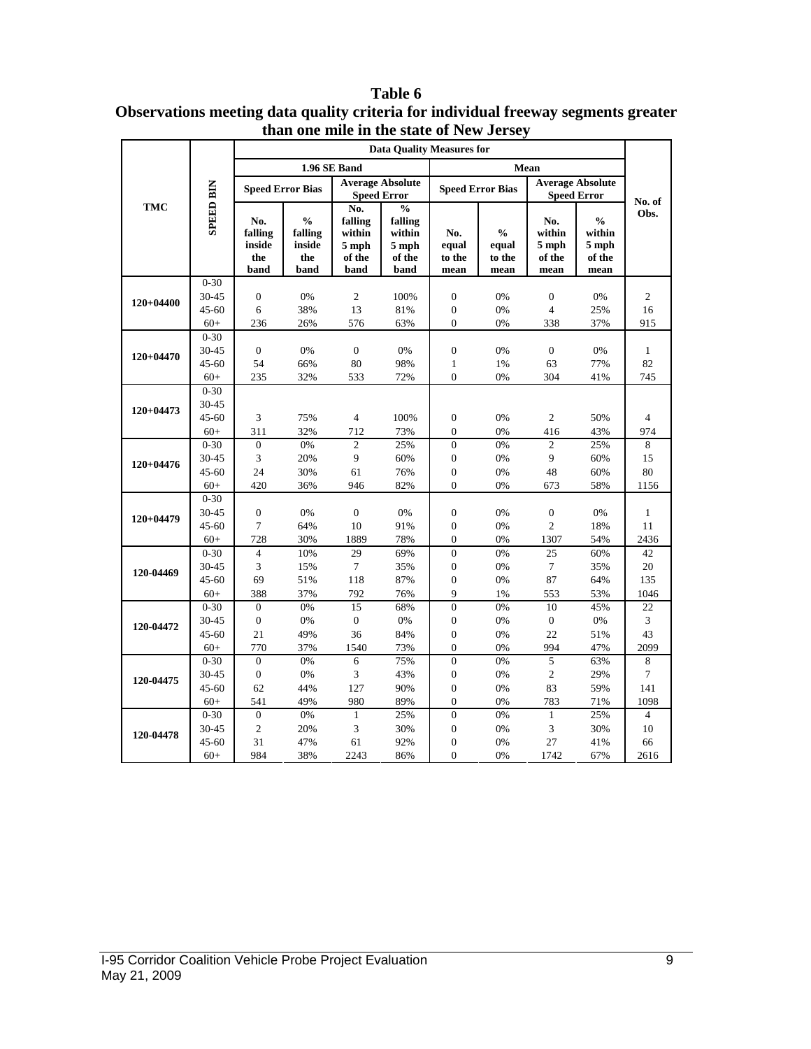**Table 6**
**Observations meeting data quality criteria for individual freeway segments greater than one mile in the state of New Jersey**

| TMC | SPEED BIN | Data Quality Measures for | | | | | | | | No. of Obs. |
|---|---|---|---|---|---|---|---|---|---|---|
| | | 1.96 SE Band | | | | Mean | | | | |
| | | Speed Error Bias | | Average Absolute Speed Error | | Speed Error Bias | | Average Absolute Speed Error | | |
| | | No. falling inside the band | % falling inside the band | No. falling within 5 mph of the band | % falling within 5 mph of the band | No. equal to the mean | % equal to the mean | No. within 5 mph of the mean | % within 5 mph of the mean | |
| 120+04400 | 0-30 | | | | | | | | | |
| | 30-45 | 0 | 0% | 2 | 100% | 0 | 0% | 0 | 0% | 2 |
| | 45-60 | 6 | 38% | 13 | 81% | 0 | 0% | 4 | 25% | 16 |
| | 60+ | 236 | 26% | 576 | 63% | 0 | 0% | 338 | 37% | 915 |
| 120+04470 | 0-30 | | | | | | | | | |
| | 30-45 | 0 | 0% | 0 | 0% | 0 | 0% | 0 | 0% | 1 |
| | 45-60 | 54 | 66% | 80 | 98% | 1 | 1% | 63 | 77% | 82 |
| | 60+ | 235 | 32% | 533 | 72% | 0 | 0% | 304 | 41% | 745 |
| 120+04473 | 0-30 | | | | | | | | | |
| | 30-45 | | | | | | | | | |
| | 45-60 | 3 | 75% | 4 | 100% | 0 | 0% | 2 | 50% | 4 |
| | 60+ | 311 | 32% | 712 | 73% | 0 | 0% | 416 | 43% | 974 |
| 120+04476 | 0-30 | 0 | 0% | 2 | 25% | 0 | 0% | 2 | 25% | 8 |
| | 30-45 | 3 | 20% | 9 | 60% | 0 | 0% | 9 | 60% | 15 |
| | 45-60 | 24 | 30% | 61 | 76% | 0 | 0% | 48 | 60% | 80 |
| | 60+ | 420 | 36% | 946 | 82% | 0 | 0% | 673 | 58% | 1156 |
| 120+04479 | 0-30 | | | | | | | | | |
| | 30-45 | 0 | 0% | 0 | 0% | 0 | 0% | 0 | 0% | 1 |
| | 45-60 | 7 | 64% | 10 | 91% | 0 | 0% | 2 | 18% | 11 |
| | 60+ | 728 | 30% | 1889 | 78% | 0 | 0% | 1307 | 54% | 2436 |
| 120-04469 | 0-30 | 4 | 10% | 29 | 69% | 0 | 0% | 25 | 60% | 42 |
| | 30-45 | 3 | 15% | 7 | 35% | 0 | 0% | 7 | 35% | 20 |
| | 45-60 | 69 | 51% | 118 | 87% | 0 | 0% | 87 | 64% | 135 |
| | 60+ | 388 | 37% | 792 | 76% | 9 | 1% | 553 | 53% | 1046 |
| 120-04472 | 0-30 | 0 | 0% | 15 | 68% | 0 | 0% | 10 | 45% | 22 |
| | 30-45 | 0 | 0% | 0 | 0% | 0 | 0% | 0 | 0% | 3 |
| | 45-60 | 21 | 49% | 36 | 84% | 0 | 0% | 22 | 51% | 43 |
| | 60+ | 770 | 37% | 1540 | 73% | 0 | 0% | 994 | 47% | 2099 |
| 120-04475 | 0-30 | 0 | 0% | 6 | 75% | 0 | 0% | 5 | 63% | 8 |
| | 30-45 | 0 | 0% | 3 | 43% | 0 | 0% | 2 | 29% | 7 |
| | 45-60 | 62 | 44% | 127 | 90% | 0 | 0% | 83 | 59% | 141 |
| | 60+ | 541 | 49% | 980 | 89% | 0 | 0% | 783 | 71% | 1098 |
| 120-04478 | 0-30 | 0 | 0% | 1 | 25% | 0 | 0% | 1 | 25% | 4 |
| | 30-45 | 2 | 20% | 3 | 30% | 0 | 0% | 3 | 30% | 10 |
| | 45-60 | 31 | 47% | 61 | 92% | 0 | 0% | 27 | 41% | 66 |
| | 60+ | 984 | 38% | 2243 | 86% | 0 | 0% | 1742 | 67% | 2616 |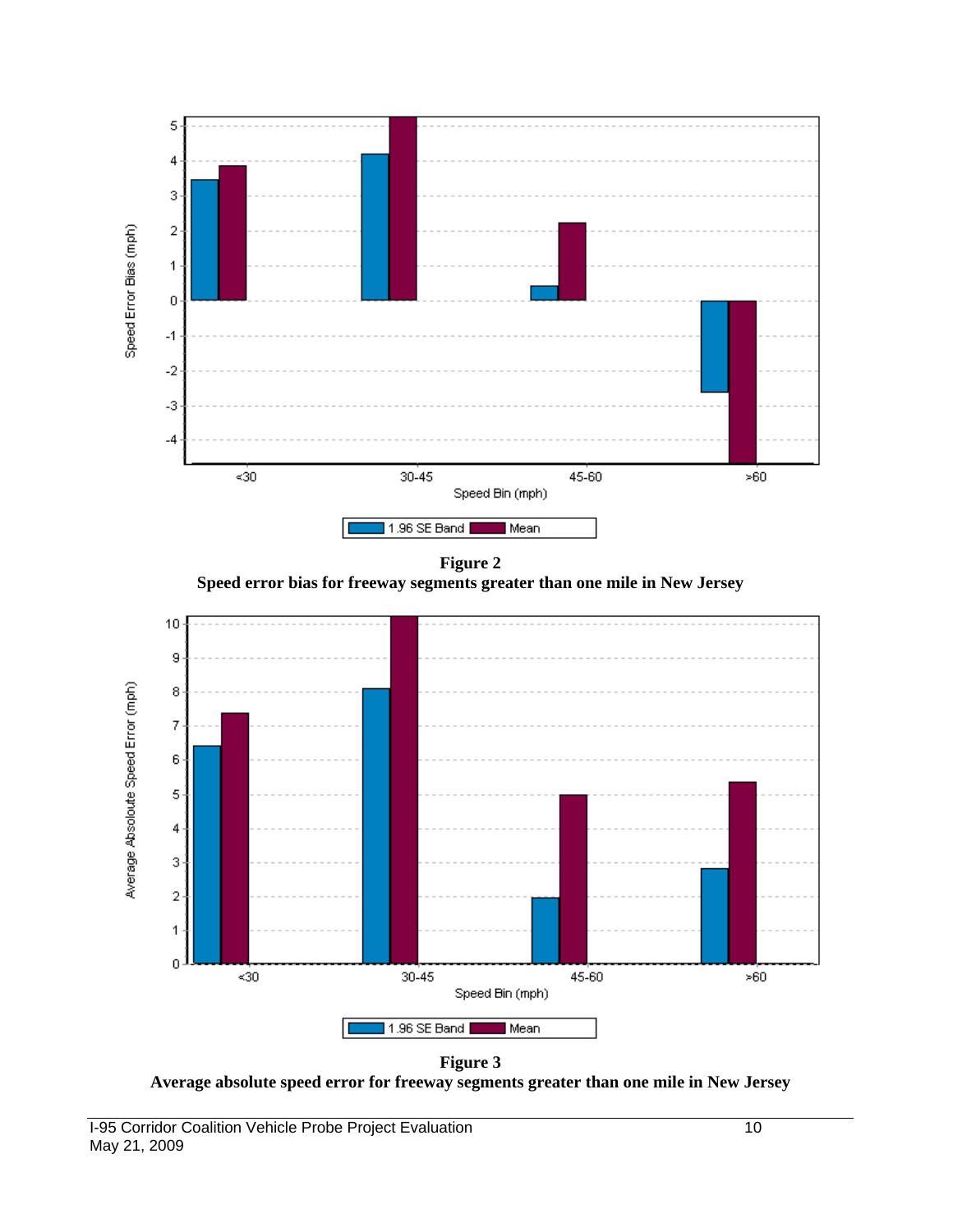5
4
3
2
1
0
-1
-2
-3
-4

Speed Error Bias (mph)

<30
30-45
45-60
>60

Speed Bin (mph)

1.96 SE Band
Mean

**Figure 2**
**Speed error bias for freeway segments greater than one mile in New Jersey**

10
9
8
7
6
5
4
3
2
1
0

Average Absoloute Speed Error (mph)

<30
30-45
45-60
>60

Speed Bin (mph)

1.96 SE Band
Mean

**Figure 3**
**Average absolute speed error for freeway segments greater than one mile in New Jersey**